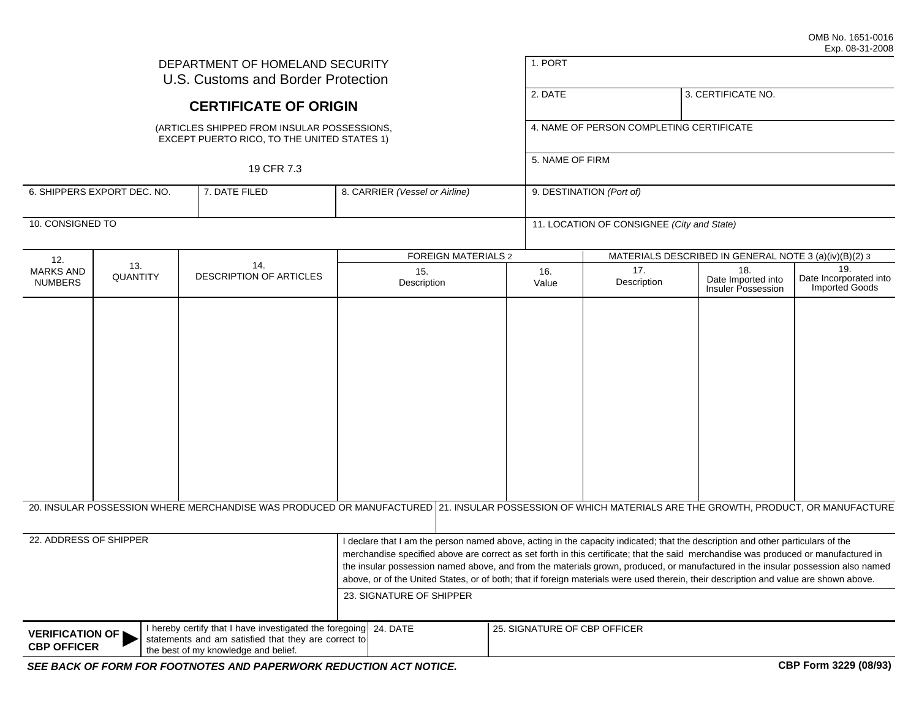OMB No. 1651-0016
Exp. 08-31-2008

DEPARTMENT OF HOMELAND SECURITY
U.S. Customs and Border Protection

# CERTIFICATE OF ORIGIN

(ARTICLES SHIPPED FROM INSULAR POSSESSIONS, EXCEPT PUERTO RICO, TO THE UNITED STATES 1)

19 CFR 7.3

| 1. PORT | |
|---|---|
| 2. DATE | 3. CERTIFICATE NO. |
| 4. NAME OF PERSON COMPLETING CERTIFICATE | |
| 5. NAME OF FIRM | |

| 6. SHIPPERS EXPORT DEC. NO. | 7. DATE FILED | 8. CARRIER *(Vessel or Airline)* | 9. DESTINATION *(Port of)* |
|---|---|---|---|
| 10. CONSIGNED TO | | | 11. LOCATION OF CONSIGNEE *(City and State)* |

| 12. MARKS AND NUMBERS | 13. QUANTITY | 14. DESCRIPTION OF ARTICLES | FOREIGN MATERIALS 2 | | MATERIALS DESCRIBED IN GENERAL NOTE 3 (a)(iv)(B)(2) 3 | | |
|---|---|---|---|---|---|---|---|
| | | | 15. Description | 16. Value | 17. Description | 18. Date Imported into Insuler Possession | 19. Date Incorporated into Imported Goods |
| | | | | | | | |

| 20. INSULAR POSSESSION WHERE MERCHANDISE WAS PRODUCED OR MANUFACTURED | 21. INSULAR POSSESSION OF WHICH MATERIALS ARE THE GROWTH, PRODUCT, OR MANUFACTURE |
|---|---|
| | |

22. ADDRESS OF SHIPPER

I declare that I am the person named above, acting in the capacity indicated; that the description and other particulars of the merchandise specified above are correct as set forth in this certificate; that the said merchandise was produced or manufactured in the insular possession named above, and from the materials grown, produced, or manufactured in the insular possession also named above, or of the United States, or of both; that if foreign materials were used therein, their description and value are shown above.

23. SIGNATURE OF SHIPPER

| **VERIFICATION OF CBP OFFICER** ▶ | I hereby certify that I have investigated the foregoing statements and am satisfied that they are correct to the best of my knowledge and belief. | 24. DATE | 25. SIGNATURE OF CBP OFFICER |
|---|---|---|---|
| | | | |

***SEE BACK OF FORM FOR FOOTNOTES AND PAPERWORK REDUCTION ACT NOTICE.***

**CBP Form 3229 (08/93)**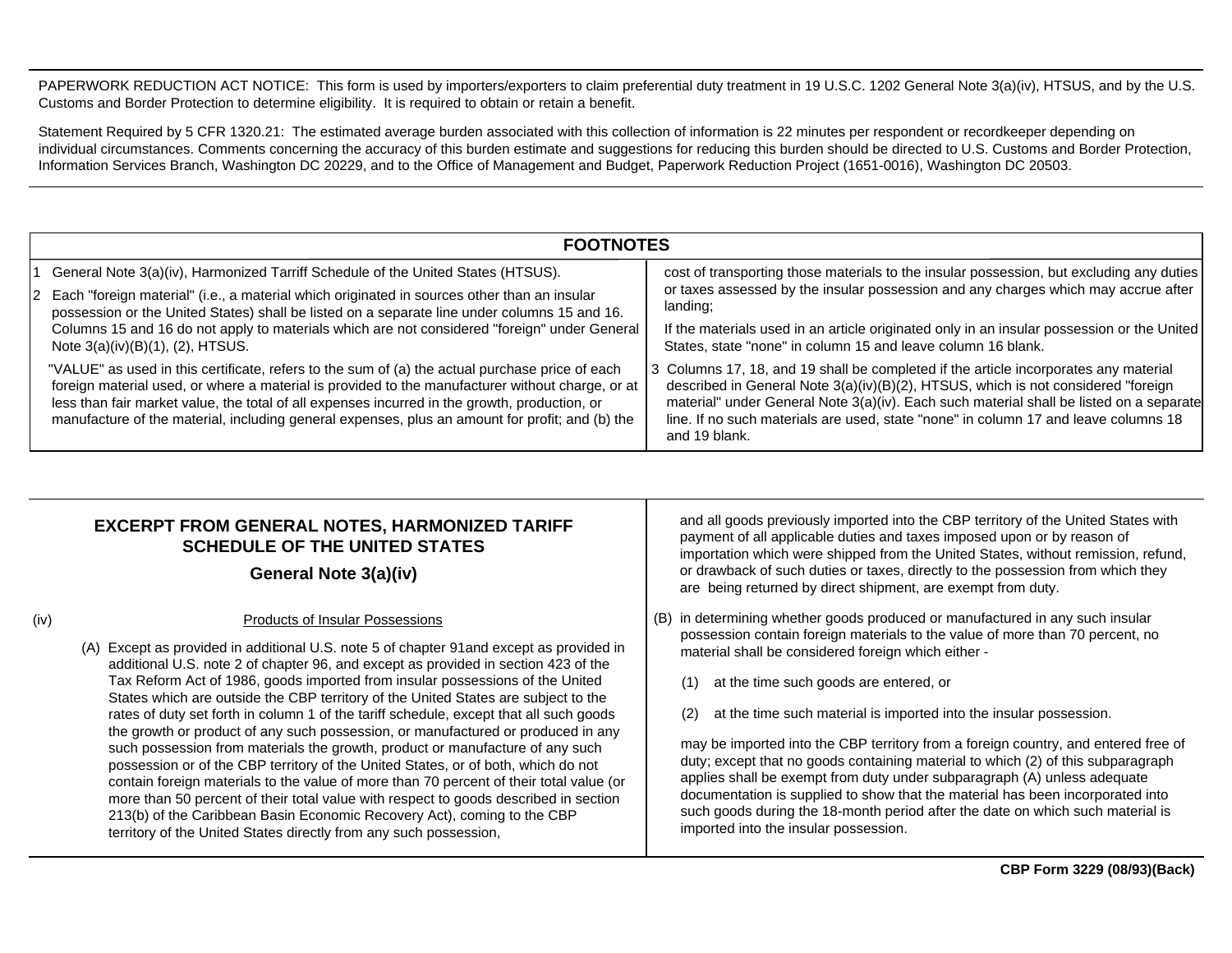PAPERWORK REDUCTION ACT NOTICE: This form is used by importers/exporters to claim preferential duty treatment in 19 U.S.C. 1202 General Note 3(a)(iv), HTSUS, and by the U.S. Customs and Border Protection to determine eligibility. It is required to obtain or retain a benefit.

Statement Required by 5 CFR 1320.21: The estimated average burden associated with this collection of information is 22 minutes per respondent or recordkeeper depending on individual circumstances. Comments concerning the accuracy of this burden estimate and suggestions for reducing this burden should be directed to U.S. Customs and Border Protection, Information Services Branch, Washington DC 20229, and to the Office of Management and Budget, Paperwork Reduction Project (1651-0016), Washington DC 20503.

## FOOTNOTES

1 General Note 3(a)(iv), Harmonized Tarriff Schedule of the United States (HTSUS).

2 Each "foreign material" (i.e., a material which originated in sources other than an insular possession or the United States) shall be listed on a separate line under columns 15 and 16. Columns 15 and 16 do not apply to materials which are not considered "foreign" under General Note 3(a)(iv)(B)(1), (2), HTSUS.

"VALUE" as used in this certificate, refers to the sum of (a) the actual purchase price of each foreign material used, or where a material is provided to the manufacturer without charge, or at less than fair market value, the total of all expenses incurred in the growth, production, or manufacture of the material, including general expenses, plus an amount for profit; and (b) the cost of transporting those materials to the insular possession, but excluding any duties or taxes assessed by the insular possession and any charges which may accrue after landing;

If the materials used in an article originated only in an insular possession or the United States, state "none" in column 15 and leave column 16 blank.

3 Columns 17, 18, and 19 shall be completed if the article incorporates any material described in General Note 3(a)(iv)(B)(2), HTSUS, which is not considered "foreign material" under General Note 3(a)(iv). Each such material shall be listed on a separate line. If no such materials are used, state "none" in column 17 and leave columns 18 and 19 blank.

## EXCERPT FROM GENERAL NOTES, HARMONIZED TARIFF SCHEDULE OF THE UNITED STATES

### General Note 3(a)(iv)

(iv) Products of Insular Possessions

(A) Except as provided in additional U.S. note 5 of chapter 91and except as provided in additional U.S. note 2 of chapter 96, and except as provided in section 423 of the Tax Reform Act of 1986, goods imported from insular possessions of the United States which are outside the CBP territory of the United States are subject to the rates of duty set forth in column 1 of the tariff schedule, except that all such goods the growth or product of any such possession, or manufactured or produced in any such possession from materials the growth, product or manufacture of any such possession or of the CBP territory of the United States, or of both, which do not contain foreign materials to the value of more than 70 percent of their total value (or more than 50 percent of their total value with respect to goods described in section 213(b) of the Caribbean Basin Economic Recovery Act), coming to the CBP territory of the United States directly from any such possession, and all goods previously imported into the CBP territory of the United States with payment of all applicable duties and taxes imposed upon or by reason of importation which were shipped from the United States, without remission, refund, or drawback of such duties or taxes, directly to the possession from which they are being returned by direct shipment, are exempt from duty.

(B) in determining whether goods produced or manufactured in any such insular possession contain foreign materials to the value of more than 70 percent, no material shall be considered foreign which either -

(1) at the time such goods are entered, or

(2) at the time such material is imported into the insular possession.

may be imported into the CBP territory from a foreign country, and entered free of duty; except that no goods containing material to which (2) of this subparagraph applies shall be exempt from duty under subparagraph (A) unless adequate documentation is supplied to show that the material has been incorporated into such goods during the 18-month period after the date on which such material is imported into the insular possession.

**CBP Form 3229 (08/93)(Back)**